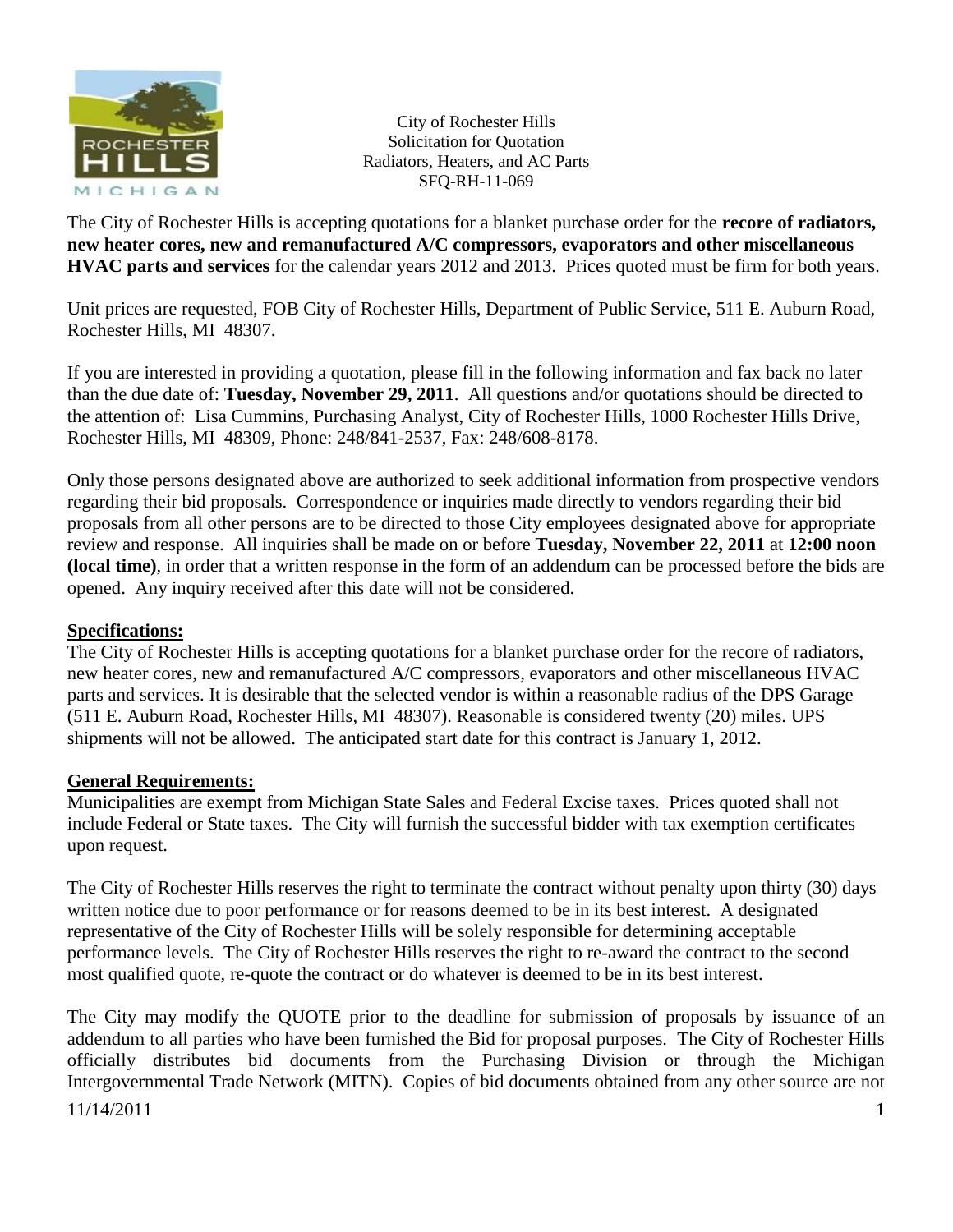City of Rochester Hills
Solicitation for Quotation
Radiators, Heaters, and AC Parts
SFQ-RH-11-069

The City of Rochester Hills is accepting quotations for a blanket purchase order for the **recore of radiators, new heater cores, new and remanufactured A/C compressors, evaporators and other miscellaneous HVAC parts and services** for the calendar years 2012 and 2013. Prices quoted must be firm for both years.

Unit prices are requested, FOB City of Rochester Hills, Department of Public Service, 511 E. Auburn Road, Rochester Hills, MI 48307.

If you are interested in providing a quotation, please fill in the following information and fax back no later than the due date of: **Tuesday, November 29, 2011**. All questions and/or quotations should be directed to the attention of: Lisa Cummins, Purchasing Analyst, City of Rochester Hills, 1000 Rochester Hills Drive, Rochester Hills, MI 48309, Phone: 248/841-2537, Fax: 248/608-8178.

Only those persons designated above are authorized to seek additional information from prospective vendors regarding their bid proposals. Correspondence or inquiries made directly to vendors regarding their bid proposals from all other persons are to be directed to those City employees designated above for appropriate review and response. All inquiries shall be made on or before **Tuesday, November 22, 2011** at **12:00 noon (local time)**, in order that a written response in the form of an addendum can be processed before the bids are opened. Any inquiry received after this date will not be considered.

**Specifications:**

The City of Rochester Hills is accepting quotations for a blanket purchase order for the recore of radiators, new heater cores, new and remanufactured A/C compressors, evaporators and other miscellaneous HVAC parts and services. It is desirable that the selected vendor is within a reasonable radius of the DPS Garage (511 E. Auburn Road, Rochester Hills, MI 48307). Reasonable is considered twenty (20) miles. UPS shipments will not be allowed. The anticipated start date for this contract is January 1, 2012.

**General Requirements:**

Municipalities are exempt from Michigan State Sales and Federal Excise taxes. Prices quoted shall not include Federal or State taxes. The City will furnish the successful bidder with tax exemption certificates upon request.

The City of Rochester Hills reserves the right to terminate the contract without penalty upon thirty (30) days written notice due to poor performance or for reasons deemed to be in its best interest. A designated representative of the City of Rochester Hills will be solely responsible for determining acceptable performance levels. The City of Rochester Hills reserves the right to re-award the contract to the second most qualified quote, re-quote the contract or do whatever is deemed to be in its best interest.

The City may modify the QUOTE prior to the deadline for submission of proposals by issuance of an addendum to all parties who have been furnished the Bid for proposal purposes. The City of Rochester Hills officially distributes bid documents from the Purchasing Division or through the Michigan Intergovernmental Trade Network (MITN). Copies of bid documents obtained from any other source are not

11/14/2011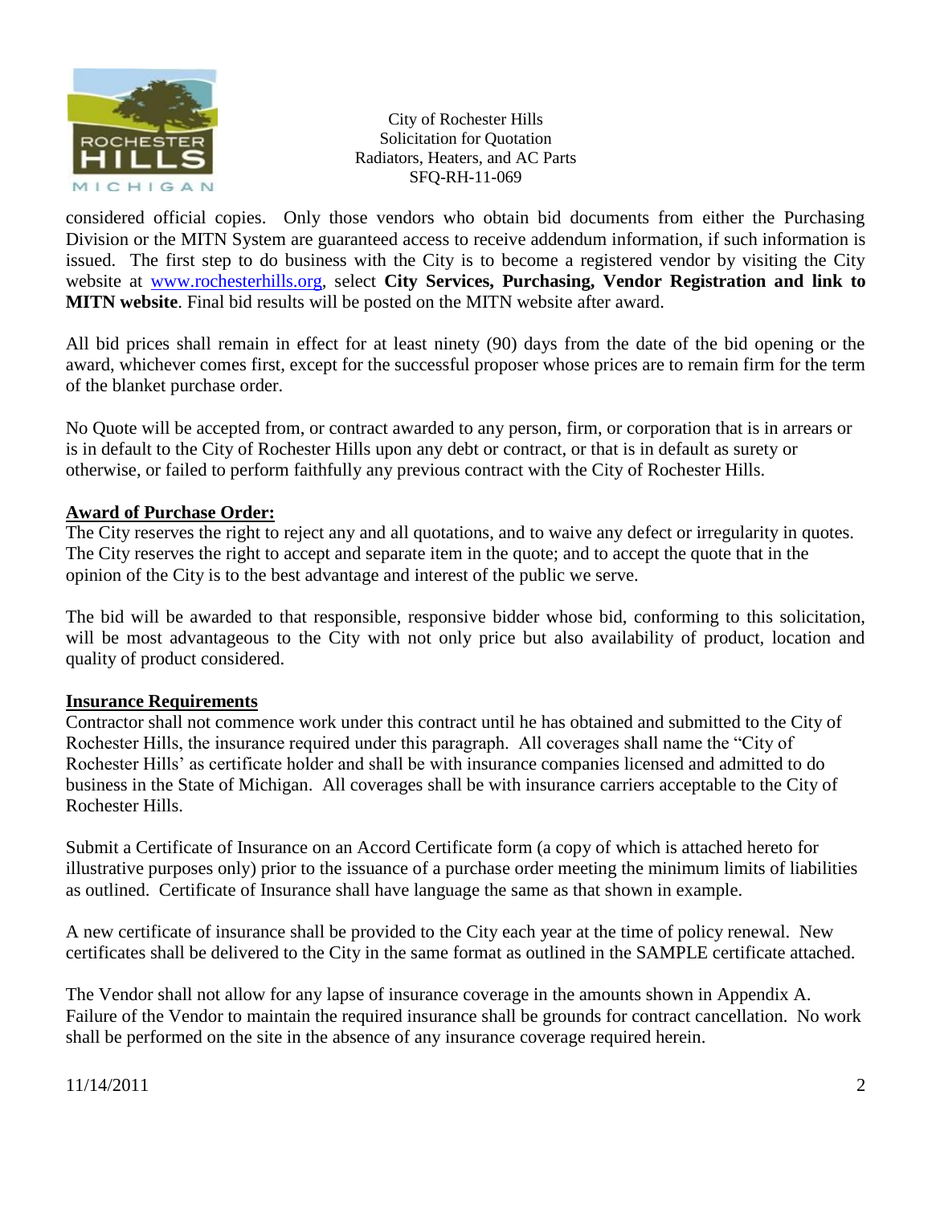considered official copies. Only those vendors who obtain bid documents from either the Purchasing Division or the MITN System are guaranteed access to receive addendum information, if such information is issued. The first step to do business with the City is to become a registered vendor by visiting the City website at [www.rochesterhills.org](http://www.rochesterhills.org), select **City Services, Purchasing, Vendor Registration and link to MITN website**. Final bid results will be posted on the MITN website after award.

All bid prices shall remain in effect for at least ninety (90) days from the date of the bid opening or the award, whichever comes first, except for the successful proposer whose prices are to remain firm for the term of the blanket purchase order.

No Quote will be accepted from, or contract awarded to any person, firm, or corporation that is in arrears or is in default to the City of Rochester Hills upon any debt or contract, or that is in default as surety or otherwise, or failed to perform faithfully any previous contract with the City of Rochester Hills.

**Award of Purchase Order:**

The City reserves the right to reject any and all quotations, and to waive any defect or irregularity in quotes. The City reserves the right to accept and separate item in the quote; and to accept the quote that in the opinion of the City is to the best advantage and interest of the public we serve.

The bid will be awarded to that responsible, responsive bidder whose bid, conforming to this solicitation, will be most advantageous to the City with not only price but also availability of product, location and quality of product considered.

**Insurance Requirements**

Contractor shall not commence work under this contract until he has obtained and submitted to the City of Rochester Hills, the insurance required under this paragraph. All coverages shall name the "City of Rochester Hills' as certificate holder and shall be with insurance companies licensed and admitted to do business in the State of Michigan. All coverages shall be with insurance carriers acceptable to the City of Rochester Hills.

Submit a Certificate of Insurance on an Accord Certificate form (a copy of which is attached hereto for illustrative purposes only) prior to the issuance of a purchase order meeting the minimum limits of liabilities as outlined. Certificate of Insurance shall have language the same as that shown in example.

A new certificate of insurance shall be provided to the City each year at the time of policy renewal. New certificates shall be delivered to the City in the same format as outlined in the SAMPLE certificate attached.

The Vendor shall not allow for any lapse of insurance coverage in the amounts shown in Appendix A. Failure of the Vendor to maintain the required insurance shall be grounds for contract cancellation. No work shall be performed on the site in the absence of any insurance coverage required herein.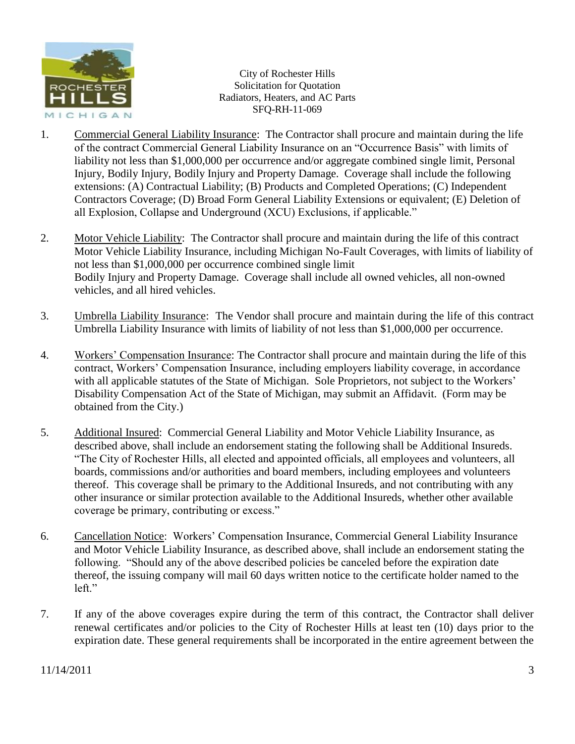City of Rochester Hills
Solicitation for Quotation
Radiators, Heaters, and AC Parts
SFQ-RH-11-069

1. Commercial General Liability Insurance: The Contractor shall procure and maintain during the life of the contract Commercial General Liability Insurance on an "Occurrence Basis" with limits of liability not less than $1,000,000 per occurrence and/or aggregate combined single limit, Personal Injury, Bodily Injury, Bodily Injury and Property Damage. Coverage shall include the following extensions: (A) Contractual Liability; (B) Products and Completed Operations; (C) Independent Contractors Coverage; (D) Broad Form General Liability Extensions or equivalent; (E) Deletion of all Explosion, Collapse and Underground (XCU) Exclusions, if applicable."

2. Motor Vehicle Liability: The Contractor shall procure and maintain during the life of this contract Motor Vehicle Liability Insurance, including Michigan No-Fault Coverages, with limits of liability of not less than $1,000,000 per occurrence combined single limit Bodily Injury and Property Damage. Coverage shall include all owned vehicles, all non-owned vehicles, and all hired vehicles.

3. Umbrella Liability Insurance: The Vendor shall procure and maintain during the life of this contract Umbrella Liability Insurance with limits of liability of not less than $1,000,000 per occurrence.

4. Workers' Compensation Insurance: The Contractor shall procure and maintain during the life of this contract, Workers' Compensation Insurance, including employers liability coverage, in accordance with all applicable statutes of the State of Michigan. Sole Proprietors, not subject to the Workers' Disability Compensation Act of the State of Michigan, may submit an Affidavit. (Form may be obtained from the City.)

5. Additional Insured: Commercial General Liability and Motor Vehicle Liability Insurance, as described above, shall include an endorsement stating the following shall be Additional Insureds. "The City of Rochester Hills, all elected and appointed officials, all employees and volunteers, all boards, commissions and/or authorities and board members, including employees and volunteers thereof. This coverage shall be primary to the Additional Insureds, and not contributing with any other insurance or similar protection available to the Additional Insureds, whether other available coverage be primary, contributing or excess."

6. Cancellation Notice: Workers' Compensation Insurance, Commercial General Liability Insurance and Motor Vehicle Liability Insurance, as described above, shall include an endorsement stating the following. "Should any of the above described policies be canceled before the expiration date thereof, the issuing company will mail 60 days written notice to the certificate holder named to the left."

7. If any of the above coverages expire during the term of this contract, the Contractor shall deliver renewal certificates and/or policies to the City of Rochester Hills at least ten (10) days prior to the expiration date. These general requirements shall be incorporated in the entire agreement between the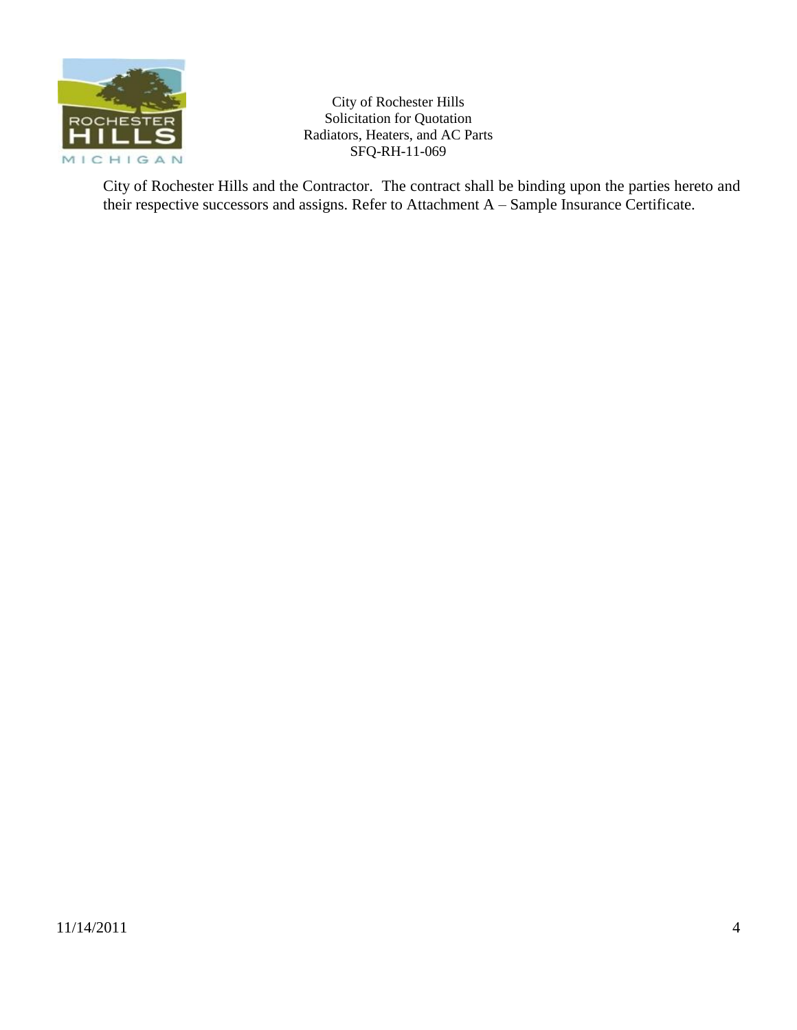City of Rochester Hills and the Contractor. The contract shall be binding upon the parties hereto and their respective successors and assigns. Refer to Attachment A – Sample Insurance Certificate.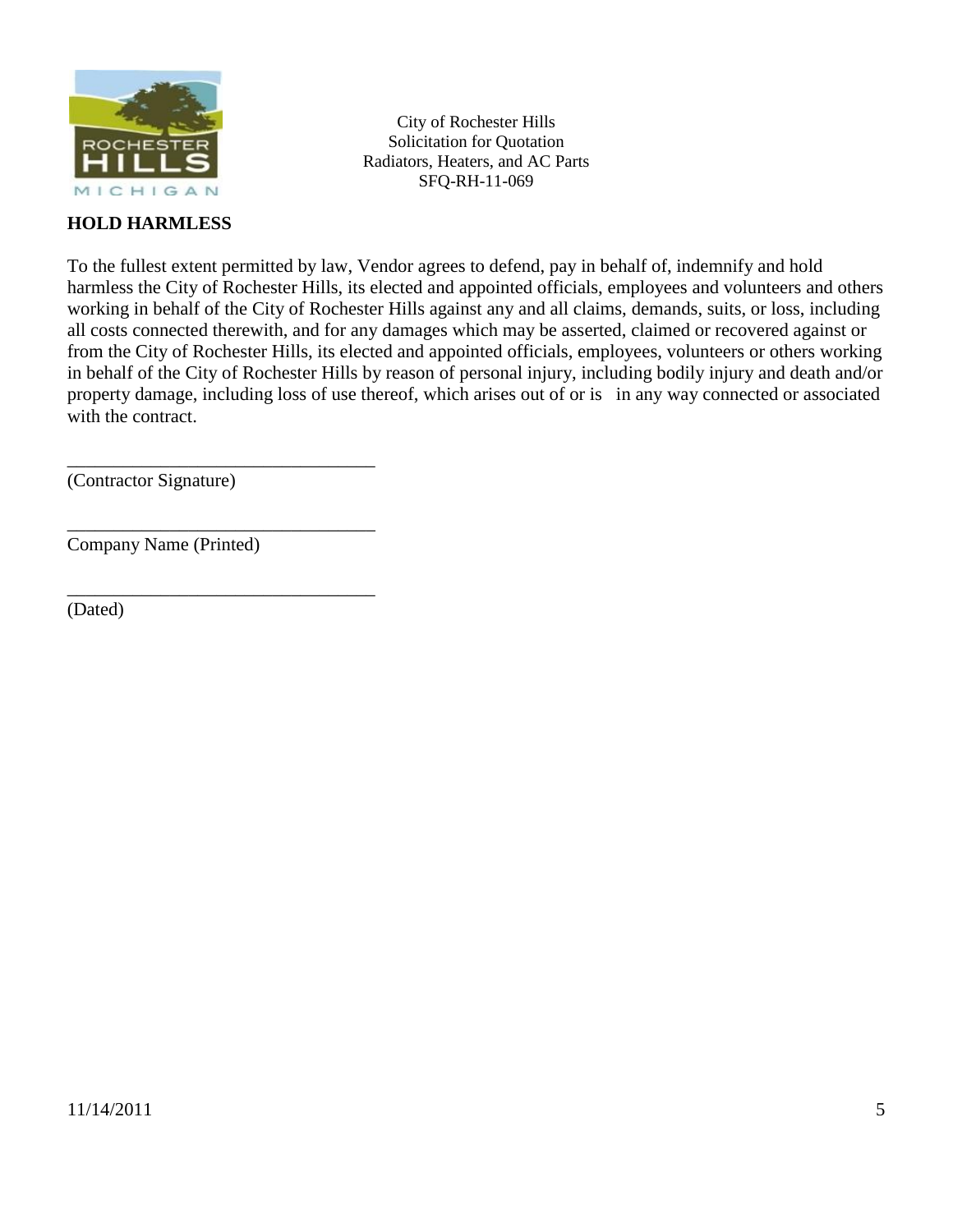City of Rochester Hills
Solicitation for Quotation
Radiators, Heaters, and AC Parts
SFQ-RH-11-069

**HOLD HARMLESS**

To the fullest extent permitted by law, Vendor agrees to defend, pay in behalf of, indemnify and hold harmless the City of Rochester Hills, its elected and appointed officials, employees and volunteers and others working in behalf of the City of Rochester Hills against any and all claims, demands, suits, or loss, including all costs connected therewith, and for any damages which may be asserted, claimed or recovered against or from the City of Rochester Hills, its elected and appointed officials, employees, volunteers or others working in behalf of the City of Rochester Hills by reason of personal injury, including bodily injury and death and/or property damage, including loss of use thereof, which arises out of or is in any way connected or associated with the contract.

\_\_\_\_\_\_\_\_\_\_\_\_\_\_\_\_\_\_\_\_\_\_\_\_\_\_\_\_\_\_\_\_\_
(Contractor Signature)

\_\_\_\_\_\_\_\_\_\_\_\_\_\_\_\_\_\_\_\_\_\_\_\_\_\_\_\_\_\_\_\_\_
Company Name (Printed)

\_\_\_\_\_\_\_\_\_\_\_\_\_\_\_\_\_\_\_\_\_\_\_\_\_\_\_\_\_\_\_\_\_
(Dated)

11/14/2011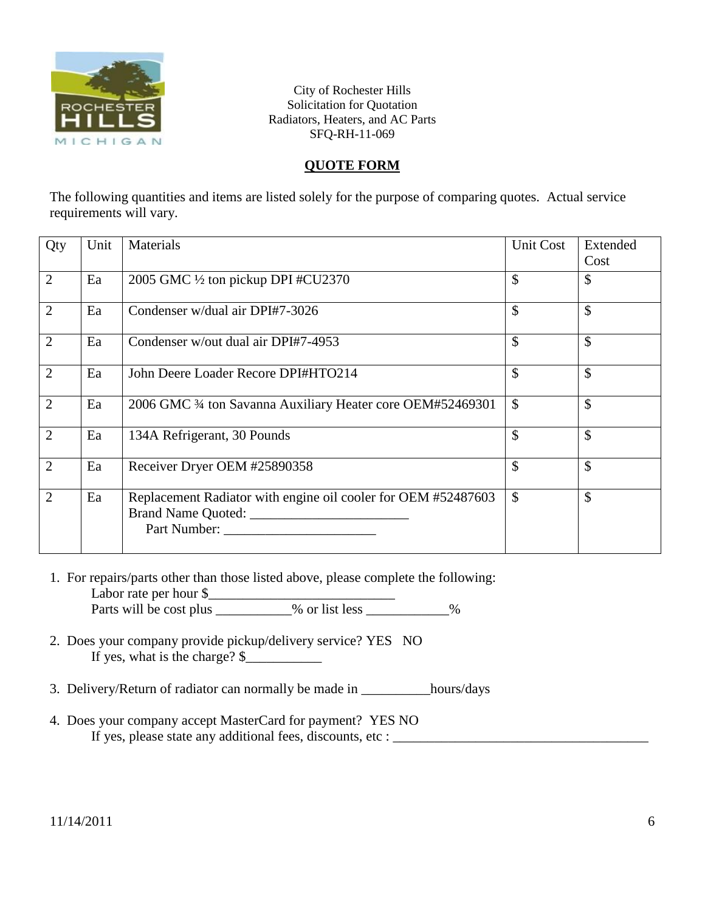City of Rochester Hills
Solicitation for Quotation
Radiators, Heaters, and AC Parts
SFQ-RH-11-069

**QUOTE FORM**

The following quantities and items are listed solely for the purpose of comparing quotes. Actual service requirements will vary.

| Qty | Unit | Materials | Unit Cost | Extended Cost |
|---|---|---|---|---|
| 2 | Ea | 2005 GMC ½ ton pickup DPI #CU2370 | $ | $ |
| 2 | Ea | Condenser w/dual air DPI#7-3026 | $ | $ |
| 2 | Ea | Condenser w/out dual air DPI#7-4953 | $ | $ |
| 2 | Ea | John Deere Loader Recore DPI#HTO214 | $ | $ |
| 2 | Ea | 2006 GMC ¾ ton Savanna Auxiliary Heater core OEM#52469301 | $ | $ |
| 2 | Ea | 134A Refrigerant, 30 Pounds | $ | $ |
| 2 | Ea | Receiver Dryer OEM #25890358 | $ | $ |
| 2 | Ea | Replacement Radiator with engine oil cooler for OEM #52487603 Brand Name Quoted: _______________________ Part Number: ______________________ | $ | $ |

1. For repairs/parts other than those listed above, please complete the following:
   Labor rate per hour $___________________________
   Parts will be cost plus ___________% or list less ____________%

2. Does your company provide pickup/delivery service? YES NO
   If yes, what is the charge? $___________

3. Delivery/Return of radiator can normally be made in __________hours/days

4. Does your company accept MasterCard for payment? YES NO
   If yes, please state any additional fees, discounts, etc : _____________________________________

11/14/2011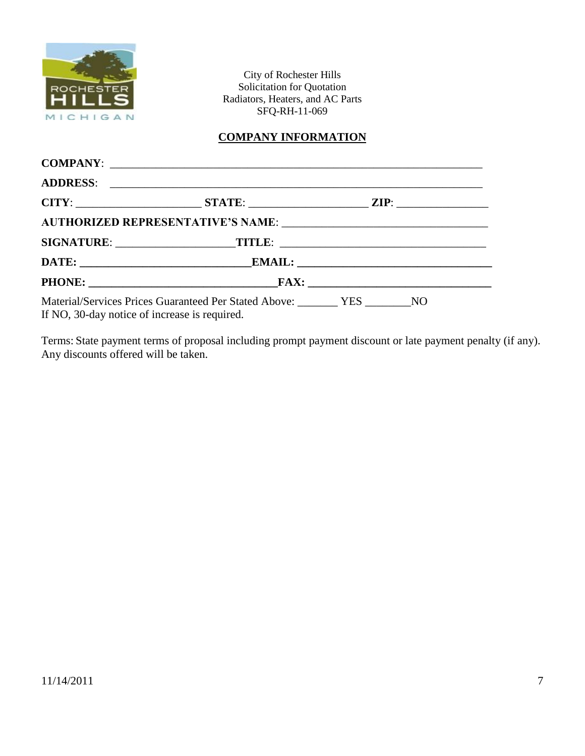City of Rochester Hills
Solicitation for Quotation
Radiators, Heaters, and AC Parts
SFQ-RH-11-069

## COMPANY INFORMATION

**COMPANY**: ____________________________________________________________________

**ADDRESS**: ____________________________________________________________________

**CITY**: ______________________ **STATE**: _____________________ **ZIP**: ________________

**AUTHORIZED REPRESENTATIVE'S NAME**: ___________________________________

**SIGNATURE**: ____________________**TITLE**: ___________________________________

**DATE: _____________________________EMAIL: _________________________________**

**PHONE: ________________________________FAX: _______________________________**

Material/Services Prices Guaranteed Per Stated Above: _______ YES ________NO
If NO, 30-day notice of increase is required.

Terms: State payment terms of proposal including prompt payment discount or late payment penalty (if any). Any discounts offered will be taken.

11/14/2011